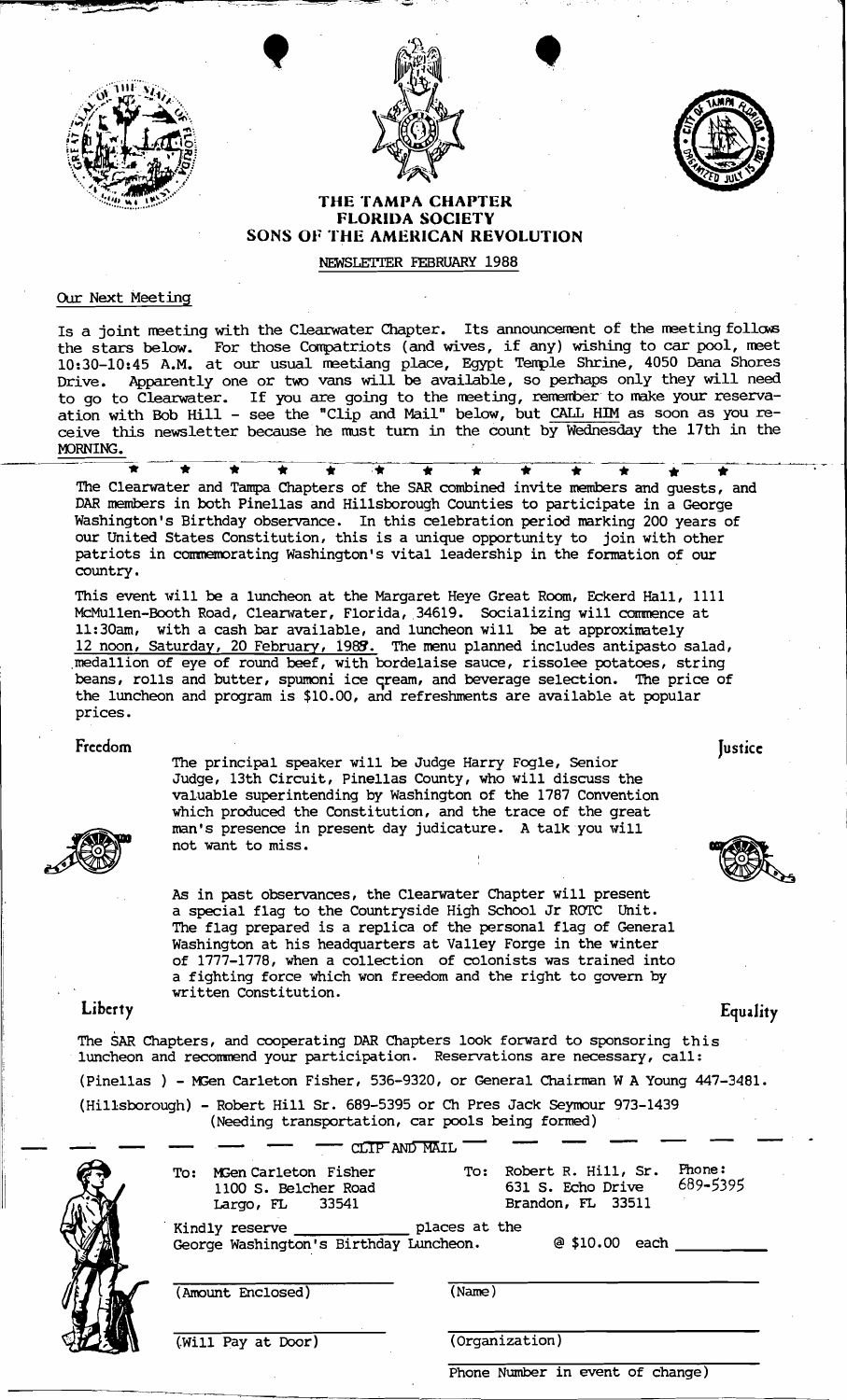# THE TAMPA CHAPTER
## FLORIDA SOCIETY
## SONS OF THE AMERICAN REVOLUTION

NEWSLETTER FEBRUARY 1988

### Our Next Meeting

Is a joint meeting with the Clearwater Chapter. Its announcement of the meeting follows the stars below. For those Compatriots (and wives, if any) wishing to car pool, meet 10:30-10:45 A.M. at our usual meetiang place, Egypt Temple Shrine, 4050 Dana Shores Drive. Apparently one or two vans will be available, so perhaps only they will need to go to Clearwater. If you are going to the meeting, remember to make your reservation with Bob Hill - see the "Clip and Mail" below, but CALL HIM as soon as you receive this newsletter because he must turn in the count by Wednesday the 17th in the MORNING.

* * * * * * * * * * * * *

The Clearwater and Tampa Chapters of the SAR combined invite members and guests, and DAR members in both Pinellas and Hillsborough Counties to participate in a George Washington's Birthday observance. In this celebration period marking 200 years of our United States Constitution, this is a unique opportunity to join with other patriots in commemorating Washington's vital leadership in the formation of our country.

This event will be a luncheon at the Margaret Heye Great Room, Eckerd Hall, 1111 McMullen-Booth Road, Clearwater, Florida, 34619. Socializing will commence at 11:30am, with a cash bar available, and luncheon will be at approximately 12 noon, Saturday, 20 February, 1988. The menu planned includes antipasto salad, medallion of eye of round beef, with bordelaise sauce, rissolee potatoes, string beans, rolls and butter, spumoni ice cream, and beverage selection. The price of the luncheon and program is $10.00, and refreshments are available at popular prices.

Freedom — Justice

The principal speaker will be Judge Harry Fogle, Senior Judge, 13th Circuit, Pinellas County, who will discuss the valuable superintending by Washington of the 1787 Convention which produced the Constitution, and the trace of the great man's presence in present day judicature. A talk you will not want to miss.

As in past observances, the Clearwater Chapter will present a special flag to the Countryside High School Jr ROTC Unit. The flag prepared is a replica of the personal flag of General Washington at his headquarters at Valley Forge in the winter of 1777-1778, when a collection of colonists was trained into a fighting force which won freedom and the right to govern by written Constitution.

Liberty — Equality

The SAR Chapters, and cooperating DAR Chapters look forward to sponsoring this luncheon and recommend your participation. Reservations are necessary, call:

(Pinellas ) - MGen Carleton Fisher, 536-9320, or General Chairman W A Young 447-3481.

(Hillsborough) - Robert Hill Sr. 689-5395 or Ch Pres Jack Seymour 973-1439
(Needing transportation, car pools being formed)

— — — — — — CLIP AND MAIL — — — — — —

To: MGen Carleton Fisher
1100 S. Belcher Road
Largo, FL 33541

To: Robert R. Hill, Sr.
631 S. Echo Drive
Brandon, FL 33511
Phone: 689-5395

Kindly reserve ____________ places at the George Washington's Birthday Luncheon. @ $10.00 each ________

________________ (Amount Enclosed) ________________ (Name)

________________ (Will Pay at Door) ________________ (Organization)

________________ Phone Number in event of change)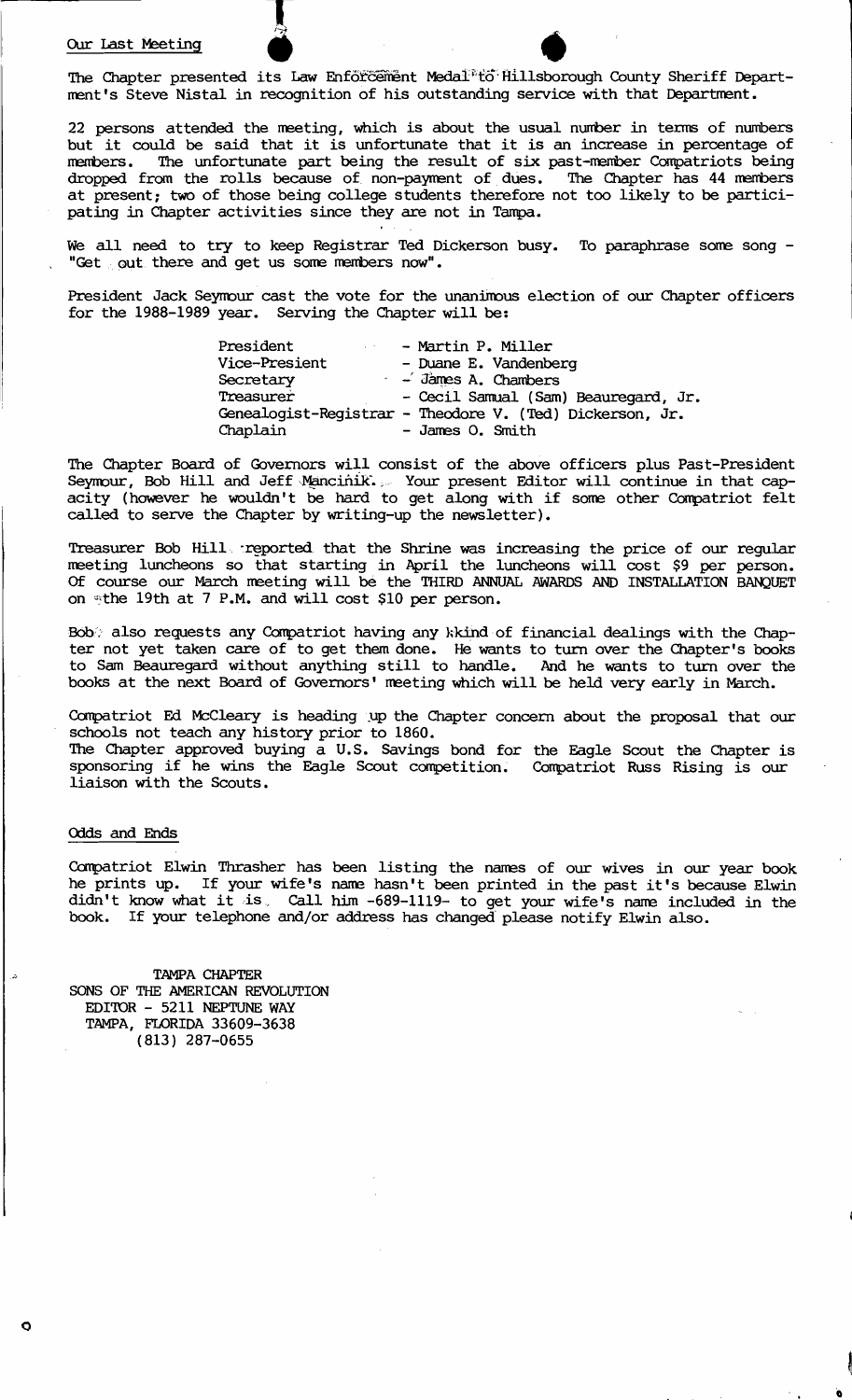Our Last Meeting

The Chapter presented its Law Enforcement Medal to Hillsborough County Sheriff Department's Steve Nistal in recognition of his outstanding service with that Department.

22 persons attended the meeting, which is about the usual number in terms of numbers but it could be said that it is unfortunate that it is an increase in percentage of members. The unfortunate part being the result of six past-member Compatriots being dropped from the rolls because of non-payment of dues. The Chapter has 44 members at present; two of those being college students therefore not too likely to be participating in Chapter activities since they are not in Tampa.

We all need to try to keep Registrar Ted Dickerson busy. To paraphrase some song - "Get out there and get us some members now".

President Jack Seymour cast the vote for the unanimous election of our Chapter officers for the 1988-1989 year. Serving the Chapter will be:

| | |
|---|---|
| President | - Martin P. Miller |
| Vice-Presient | - Duane E. Vandenberg |
| Secretary | - James A. Chambers |
| Treasurer | - Cecil Samual (Sam) Beauregard, Jr. |
| Genealogist-Registrar | - Theodore V. (Ted) Dickerson, Jr. |
| Chaplain | - James O. Smith |

The Chapter Board of Governors will consist of the above officers plus Past-President Seymour, Bob Hill and Jeff Mancinik. Your present Editor will continue in that capacity (however he wouldn't be hard to get along with if some other Compatriot felt called to serve the Chapter by writing-up the newsletter).

Treasurer Bob Hill reported that the Shrine was increasing the price of our regular meeting luncheons so that starting in April the luncheons will cost $9 per person. Of course our March meeting will be the THIRD ANNUAL AWARDS AND INSTALLATION BANQUET on the 19th at 7 P.M. and will cost $10 per person.

Bob also requests any Compatriot having any kind of financial dealings with the Chapter not yet taken care of to get them done. He wants to turn over the Chapter's books to Sam Beauregard without anything still to handle. And he wants to turn over the books at the next Board of Governors' meeting which will be held very early in March.

Compatriot Ed McCleary is heading up the Chapter concern about the proposal that our schools not teach any history prior to 1860.

The Chapter approved buying a U.S. Savings bond for the Eagle Scout the Chapter is sponsoring if he wins the Eagle Scout competition. Compatriot Russ Rising is our liaison with the Scouts.

Odds and Ends

Compatriot Elwin Thrasher has been listing the names of our wives in our year book he prints up. If your wife's name hasn't been printed in the past it's because Elwin didn't know what it is. Call him -689-1119- to get your wife's name included in the book. If your telephone and/or address has changed please notify Elwin also.

TAMPA CHAPTER
SONS OF THE AMERICAN REVOLUTION
EDITOR - 5211 NEPTUNE WAY
TAMPA, FLORIDA 33609-3638
(813) 287-0655